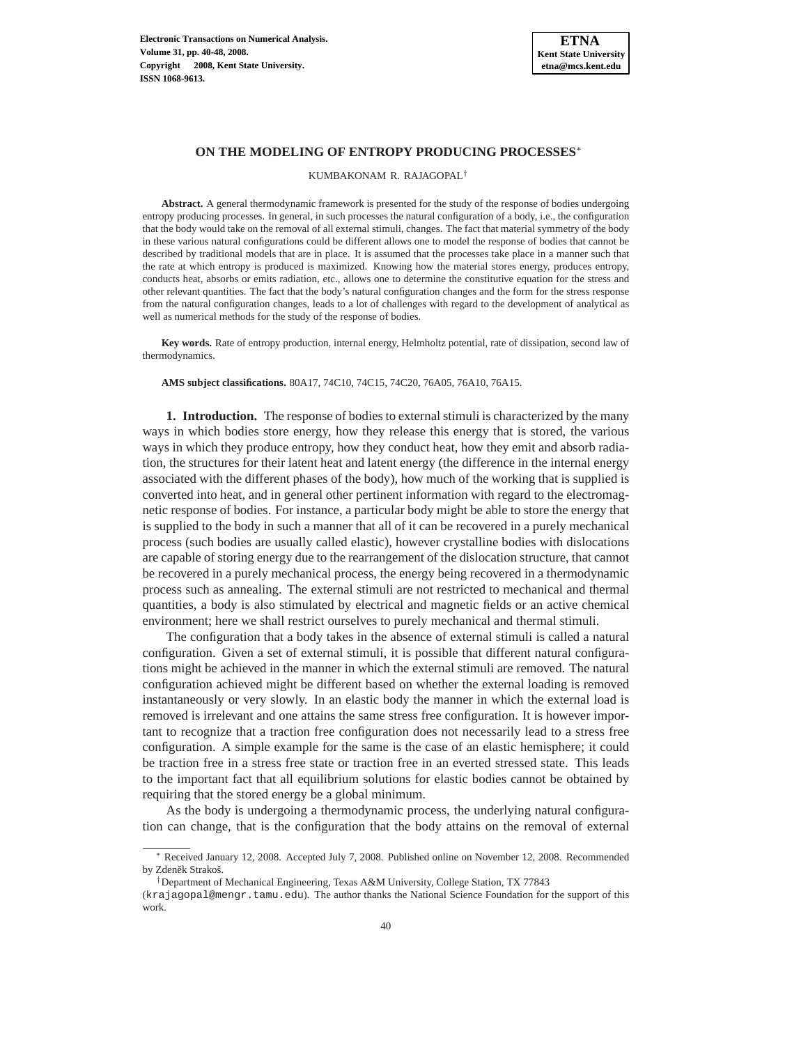# ON THE MODELING OF ENTROPY PRODUCING PROCESSES*

KUMBAKONAM R. RAJAGOPAL†

**Abstract.** A general thermodynamic framework is presented for the study of the response of bodies undergoing entropy producing processes. In general, in such processes the natural configuration of a body, i.e., the configuration that the body would take on the removal of all external stimuli, changes. The fact that material symmetry of the body in these various natural configurations could be different allows one to model the response of bodies that cannot be described by traditional models that are in place. It is assumed that the processes take place in a manner such that the rate at which entropy is produced is maximized. Knowing how the material stores energy, produces entropy, conducts heat, absorbs or emits radiation, etc., allows one to determine the constitutive equation for the stress and other relevant quantities. The fact that the body's natural configuration changes and the form for the stress response from the natural configuration changes, leads to a lot of challenges with regard to the development of analytical as well as numerical methods for the study of the response of bodies.

**Key words.** Rate of entropy production, internal energy, Helmholtz potential, rate of dissipation, second law of thermodynamics.

**AMS subject classifications.** 80A17, 74C10, 74C15, 74C20, 76A05, 76A10, 76A15.

## 1. Introduction.

The response of bodies to external stimuli is characterized by the many ways in which bodies store energy, how they release this energy that is stored, the various ways in which they produce entropy, how they conduct heat, how they emit and absorb radiation, the structures for their latent heat and latent energy (the difference in the internal energy associated with the different phases of the body), how much of the working that is supplied is converted into heat, and in general other pertinent information with regard to the electromagnetic response of bodies. For instance, a particular body might be able to store the energy that is supplied to the body in such a manner that all of it can be recovered in a purely mechanical process (such bodies are usually called elastic), however crystalline bodies with dislocations are capable of storing energy due to the rearrangement of the dislocation structure, that cannot be recovered in a purely mechanical process, the energy being recovered in a thermodynamic process such as annealing. The external stimuli are not restricted to mechanical and thermal quantities, a body is also stimulated by electrical and magnetic fields or an active chemical environment; here we shall restrict ourselves to purely mechanical and thermal stimuli.

The configuration that a body takes in the absence of external stimuli is called a natural configuration. Given a set of external stimuli, it is possible that different natural configurations might be achieved in the manner in which the external stimuli are removed. The natural configuration achieved might be different based on whether the external loading is removed instantaneously or very slowly. In an elastic body the manner in which the external load is removed is irrelevant and one attains the same stress free configuration. It is however important to recognize that a traction free configuration does not necessarily lead to a stress free configuration. A simple example for the same is the case of an elastic hemisphere; it could be traction free in a stress free state or traction free in an everted stressed state. This leads to the important fact that all equilibrium solutions for elastic bodies cannot be obtained by requiring that the stored energy be a global minimum.

As the body is undergoing a thermodynamic process, the underlying natural configuration can change, that is the configuration that the body attains on the removal of external

---

* Received January 12, 2008. Accepted July 7, 2008. Published online on November 12, 2008. Recommended by Zdeněk Strakoš.

† Department of Mechanical Engineering, Texas A&M University, College Station, TX 77843 (krajagopal@mengr.tamu.edu). The author thanks the National Science Foundation for the support of this work.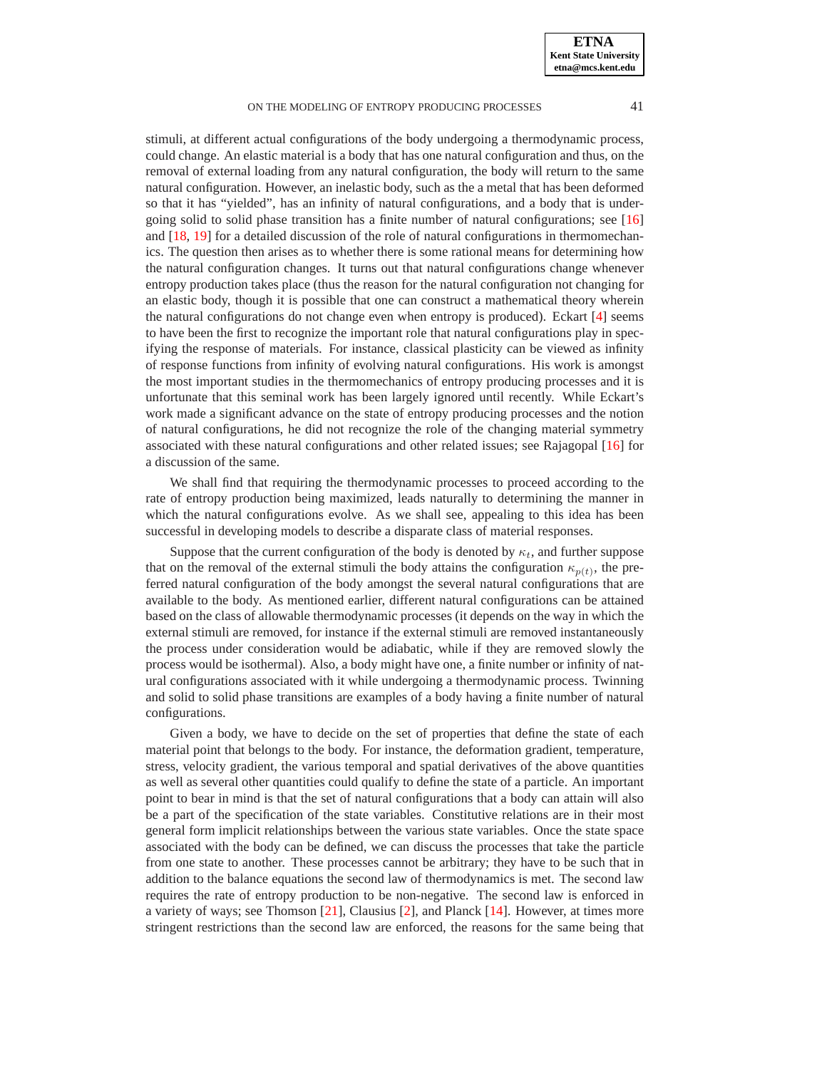stimuli, at different actual configurations of the body undergoing a thermodynamic process, could change. An elastic material is a body that has one natural configuration and thus, on the removal of external loading from any natural configuration, the body will return to the same natural configuration. However, an inelastic body, such as the a metal that has been deformed so that it has "yielded", has an infinity of natural configurations, and a body that is undergoing solid to solid phase transition has a finite number of natural configurations; see [16] and [18, 19] for a detailed discussion of the role of natural configurations in thermomechanics. The question then arises as to whether there is some rational means for determining how the natural configuration changes. It turns out that natural configurations change whenever entropy production takes place (thus the reason for the natural configuration not changing for an elastic body, though it is possible that one can construct a mathematical theory wherein the natural configurations do not change even when entropy is produced). Eckart [4] seems to have been the first to recognize the important role that natural configurations play in specifying the response of materials. For instance, classical plasticity can be viewed as infinity of response functions from infinity of evolving natural configurations. His work is amongst the most important studies in the thermomechanics of entropy producing processes and it is unfortunate that this seminal work has been largely ignored until recently. While Eckart's work made a significant advance on the state of entropy producing processes and the notion of natural configurations, he did not recognize the role of the changing material symmetry associated with these natural configurations and other related issues; see Rajagopal [16] for a discussion of the same.

We shall find that requiring the thermodynamic processes to proceed according to the rate of entropy production being maximized, leads naturally to determining the manner in which the natural configurations evolve. As we shall see, appealing to this idea has been successful in developing models to describe a disparate class of material responses.

Suppose that the current configuration of the body is denoted by $\kappa_t$, and further suppose that on the removal of the external stimuli the body attains the configuration $\kappa_{p(t)}$, the preferred natural configuration of the body amongst the several natural configurations that are available to the body. As mentioned earlier, different natural configurations can be attained based on the class of allowable thermodynamic processes (it depends on the way in which the external stimuli are removed, for instance if the external stimuli are removed instantaneously the process under consideration would be adiabatic, while if they are removed slowly the process would be isothermal). Also, a body might have one, a finite number or infinity of natural configurations associated with it while undergoing a thermodynamic process. Twinning and solid to solid phase transitions are examples of a body having a finite number of natural configurations.

Given a body, we have to decide on the set of properties that define the state of each material point that belongs to the body. For instance, the deformation gradient, temperature, stress, velocity gradient, the various temporal and spatial derivatives of the above quantities as well as several other quantities could qualify to define the state of a particle. An important point to bear in mind is that the set of natural configurations that a body can attain will also be a part of the specification of the state variables. Constitutive relations are in their most general form implicit relationships between the various state variables. Once the state space associated with the body can be defined, we can discuss the processes that take the particle from one state to another. These processes cannot be arbitrary; they have to be such that in addition to the balance equations the second law of thermodynamics is met. The second law requires the rate of entropy production to be non-negative. The second law is enforced in a variety of ways; see Thomson [21], Clausius [2], and Planck [14]. However, at times more stringent restrictions than the second law are enforced, the reasons for the same being that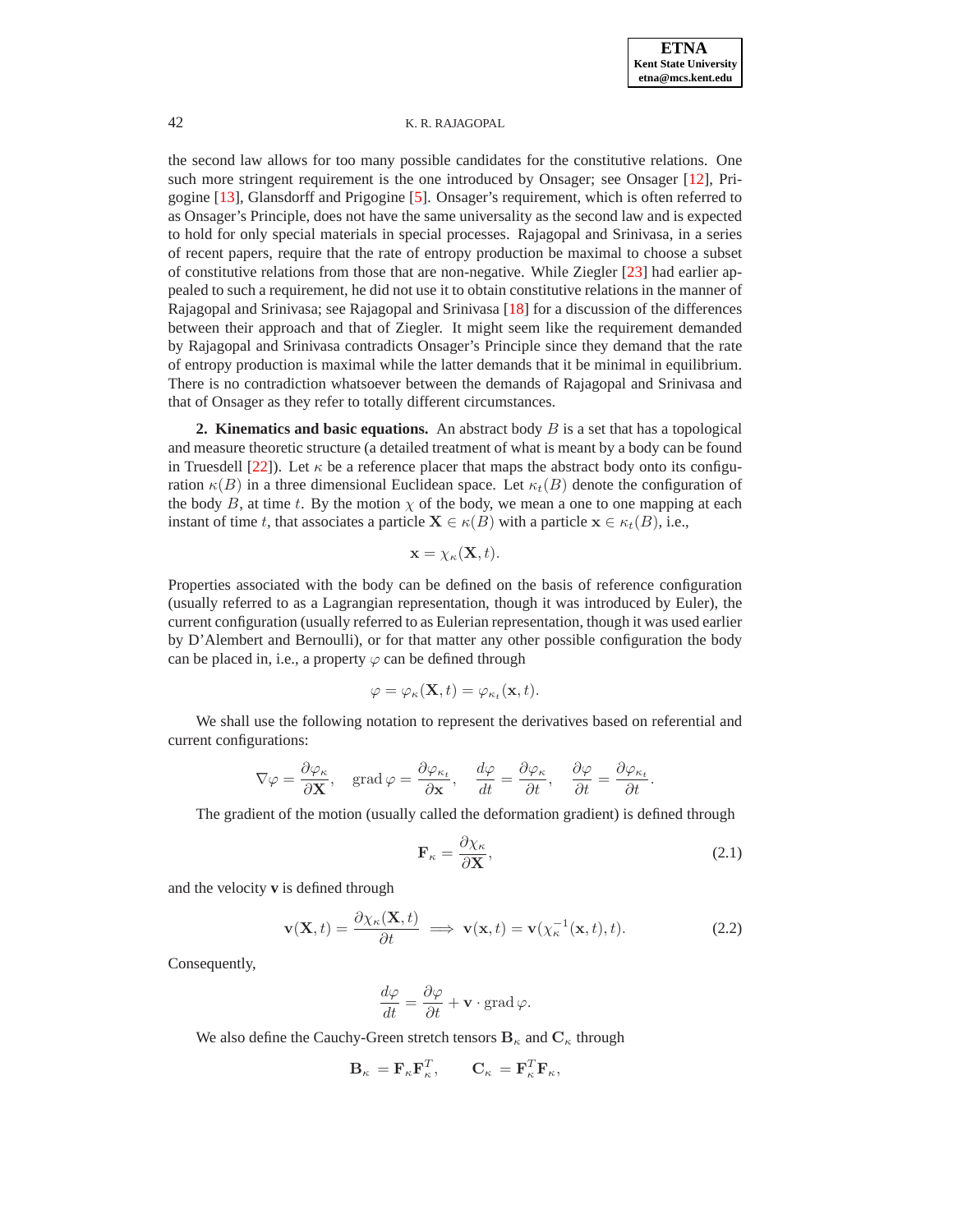the second law allows for too many possible candidates for the constitutive relations. One such more stringent requirement is the one introduced by Onsager; see Onsager [12], Prigogine [13], Glansdorff and Prigogine [5]. Onsager's requirement, which is often referred to as Onsager's Principle, does not have the same universality as the second law and is expected to hold for only special materials in special processes. Rajagopal and Srinivasa, in a series of recent papers, require that the rate of entropy production be maximal to choose a subset of constitutive relations from those that are non-negative. While Ziegler [23] had earlier appealed to such a requirement, he did not use it to obtain constitutive relations in the manner of Rajagopal and Srinivasa; see Rajagopal and Srinivasa [18] for a discussion of the differences between their approach and that of Ziegler. It might seem like the requirement demanded by Rajagopal and Srinivasa contradicts Onsager's Principle since they demand that the rate of entropy production is maximal while the latter demands that it be minimal in equilibrium. There is no contradiction whatsoever between the demands of Rajagopal and Srinivasa and that of Onsager as they refer to totally different circumstances.

**2. Kinematics and basic equations.** An abstract body $B$ is a set that has a topological and measure theoretic structure (a detailed treatment of what is meant by a body can be found in Truesdell [22]). Let $\kappa$ be a reference placer that maps the abstract body onto its configuration $\kappa(B)$ in a three dimensional Euclidean space. Let $\kappa_t(B)$ denote the configuration of the body $B$, at time $t$. By the motion $\chi$ of the body, we mean a one to one mapping at each instant of time $t$, that associates a particle $\mathbf{X} \in \kappa(B)$ with a particle $\mathbf{x} \in \kappa_t(B)$, i.e.,

$$\mathbf{x} = \chi_\kappa(\mathbf{X}, t).$$

Properties associated with the body can be defined on the basis of reference configuration (usually referred to as a Lagrangian representation, though it was introduced by Euler), the current configuration (usually referred to as Eulerian representation, though it was used earlier by D'Alembert and Bernoulli), or for that matter any other possible configuration the body can be placed in, i.e., a property $\varphi$ can be defined through

$$\varphi = \varphi_\kappa(\mathbf{X}, t) = \varphi_{\kappa_t}(\mathbf{x}, t).$$

We shall use the following notation to represent the derivatives based on referential and current configurations:

$$\nabla \varphi = \frac{\partial \varphi_\kappa}{\partial \mathbf{X}}, \quad \operatorname{grad} \varphi = \frac{\partial \varphi_{\kappa_t}}{\partial \mathbf{x}}, \quad \frac{d\varphi}{dt} = \frac{\partial \varphi_\kappa}{\partial t}, \quad \frac{\partial \varphi}{\partial t} = \frac{\partial \varphi_{\kappa_t}}{\partial t}.$$

The gradient of the motion (usually called the deformation gradient) is defined through

$$\mathbf{F}_\kappa = \frac{\partial \chi_\kappa}{\partial \mathbf{X}}, \tag{2.1}$$

and the velocity $\mathbf{v}$ is defined through

$$\mathbf{v}(\mathbf{X}, t) = \frac{\partial \chi_\kappa(\mathbf{X}, t)}{\partial t} \implies \mathbf{v}(\mathbf{x}, t) = \mathbf{v}(\chi_\kappa^{-1}(\mathbf{x}, t), t). \tag{2.2}$$

Consequently,

$$\frac{d\varphi}{dt} = \frac{\partial \varphi}{\partial t} + \mathbf{v} \cdot \operatorname{grad} \varphi.$$

We also define the Cauchy-Green stretch tensors $\mathbf{B}_\kappa$ and $\mathbf{C}_\kappa$ through

$$\mathbf{B}_\kappa = \mathbf{F}_\kappa \mathbf{F}_\kappa^T, \qquad \mathbf{C}_\kappa = \mathbf{F}_\kappa^T \mathbf{F}_\kappa,$$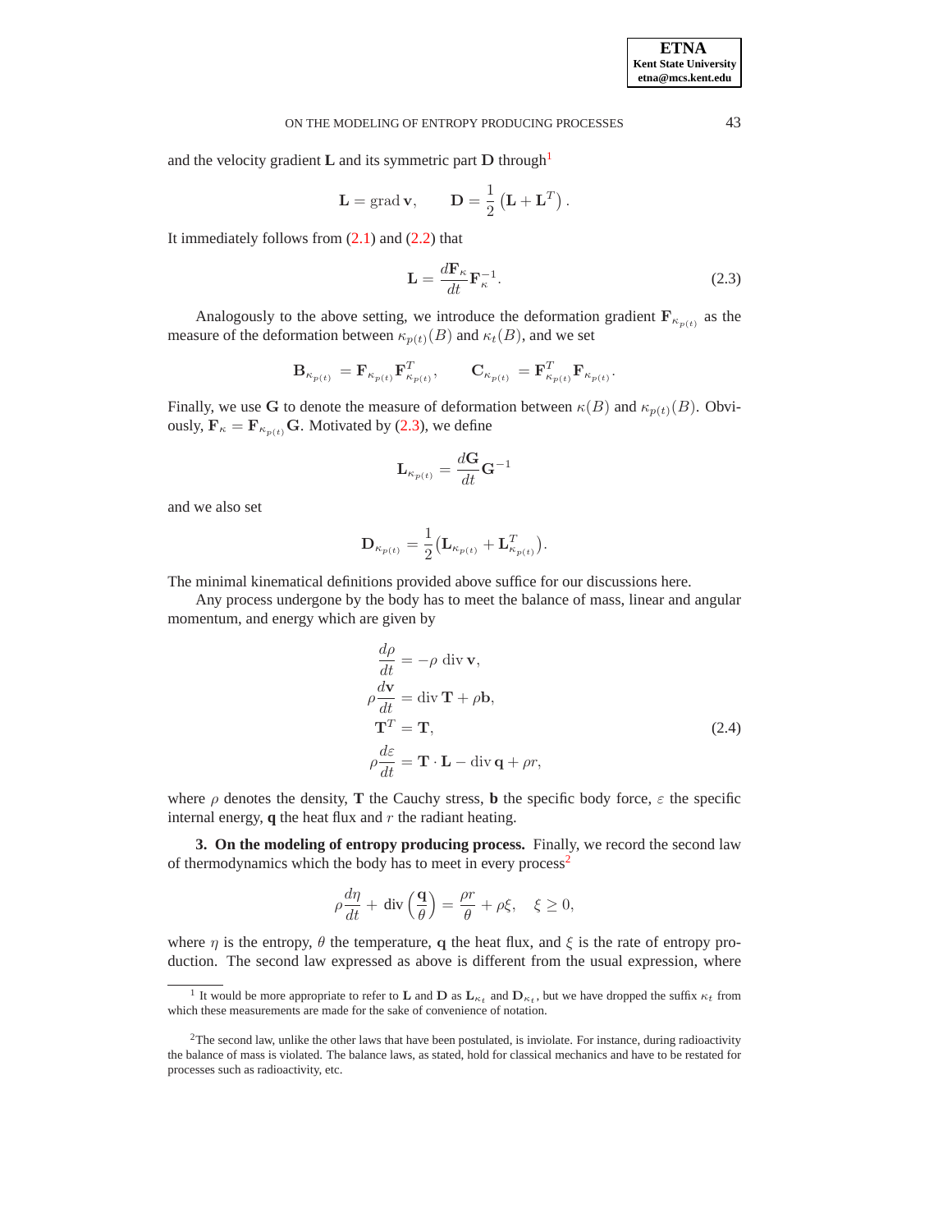and the velocity gradient $\mathbf{L}$ and its symmetric part $\mathbf{D}$ through[1]

$$\mathbf{L} = \operatorname{grad} \mathbf{v}, \qquad \mathbf{D} = \frac{1}{2}\left(\mathbf{L} + \mathbf{L}^T\right).$$

It immediately follows from (2.1) and (2.2) that

$$\mathbf{L} = \frac{d\mathbf{F}_\kappa}{dt}\mathbf{F}_\kappa^{-1}. \tag{2.3}$$

Analogously to the above setting, we introduce the deformation gradient $\mathbf{F}_{\kappa_{p(t)}}$ as the measure of the deformation between $\kappa_{p(t)}(B)$ and $\kappa_t(B)$, and we set

$$\mathbf{B}_{\kappa_{p(t)}} = \mathbf{F}_{\kappa_{p(t)}}\mathbf{F}^T_{\kappa_{p(t)}}, \qquad \mathbf{C}_{\kappa_{p(t)}} = \mathbf{F}^T_{\kappa_{p(t)}}\mathbf{F}_{\kappa_{p(t)}}.$$

Finally, we use $\mathbf{G}$ to denote the measure of deformation between $\kappa(B)$ and $\kappa_{p(t)}(B)$. Obviously, $\mathbf{F}_\kappa = \mathbf{F}_{\kappa_{p(t)}}\mathbf{G}$. Motivated by (2.3), we define

$$\mathbf{L}_{\kappa_{p(t)}} = \frac{d\mathbf{G}}{dt}\mathbf{G}^{-1}$$

and we also set

$$\mathbf{D}_{\kappa_{p(t)}} = \frac{1}{2}\left(\mathbf{L}_{\kappa_{p(t)}} + \mathbf{L}^T_{\kappa_{p(t)}}\right).$$

The minimal kinematical definitions provided above suffice for our discussions here.

Any process undergone by the body has to meet the balance of mass, linear and angular momentum, and energy which are given by

$$\begin{aligned}
\frac{d\rho}{dt} &= -\rho \operatorname{div} \mathbf{v}, \\
\rho\frac{d\mathbf{v}}{dt} &= \operatorname{div} \mathbf{T} + \rho\mathbf{b}, \\
\mathbf{T}^T &= \mathbf{T}, \\
\rho\frac{d\varepsilon}{dt} &= \mathbf{T}\cdot\mathbf{L} - \operatorname{div} \mathbf{q} + \rho r,
\end{aligned} \tag{2.4}$$

where $\rho$ denotes the density, $\mathbf{T}$ the Cauchy stress, $\mathbf{b}$ the specific body force, $\varepsilon$ the specific internal energy, $\mathbf{q}$ the heat flux and $r$ the radiant heating.

**3. On the modeling of entropy producing process.** Finally, we record the second law of thermodynamics which the body has to meet in every process[2]

$$\rho\frac{d\eta}{dt} + \operatorname{div}\left(\frac{\mathbf{q}}{\theta}\right) = \frac{\rho r}{\theta} + \rho\xi, \quad \xi \geq 0,$$

where $\eta$ is the entropy, $\theta$ the temperature, $\mathbf{q}$ the heat flux, and $\xi$ is the rate of entropy production. The second law expressed as above is different from the usual expression, where

[1] It would be more appropriate to refer to $\mathbf{L}$ and $\mathbf{D}$ as $\mathbf{L}_{\kappa_t}$ and $\mathbf{D}_{\kappa_t}$, but we have dropped the suffix $\kappa_t$ from which these measurements are made for the sake of convenience of notation.

[2] The second law, unlike the other laws that have been postulated, is inviolate. For instance, during radioactivity the balance of mass is violated. The balance laws, as stated, hold for classical mechanics and have to be restated for processes such as radioactivity, etc.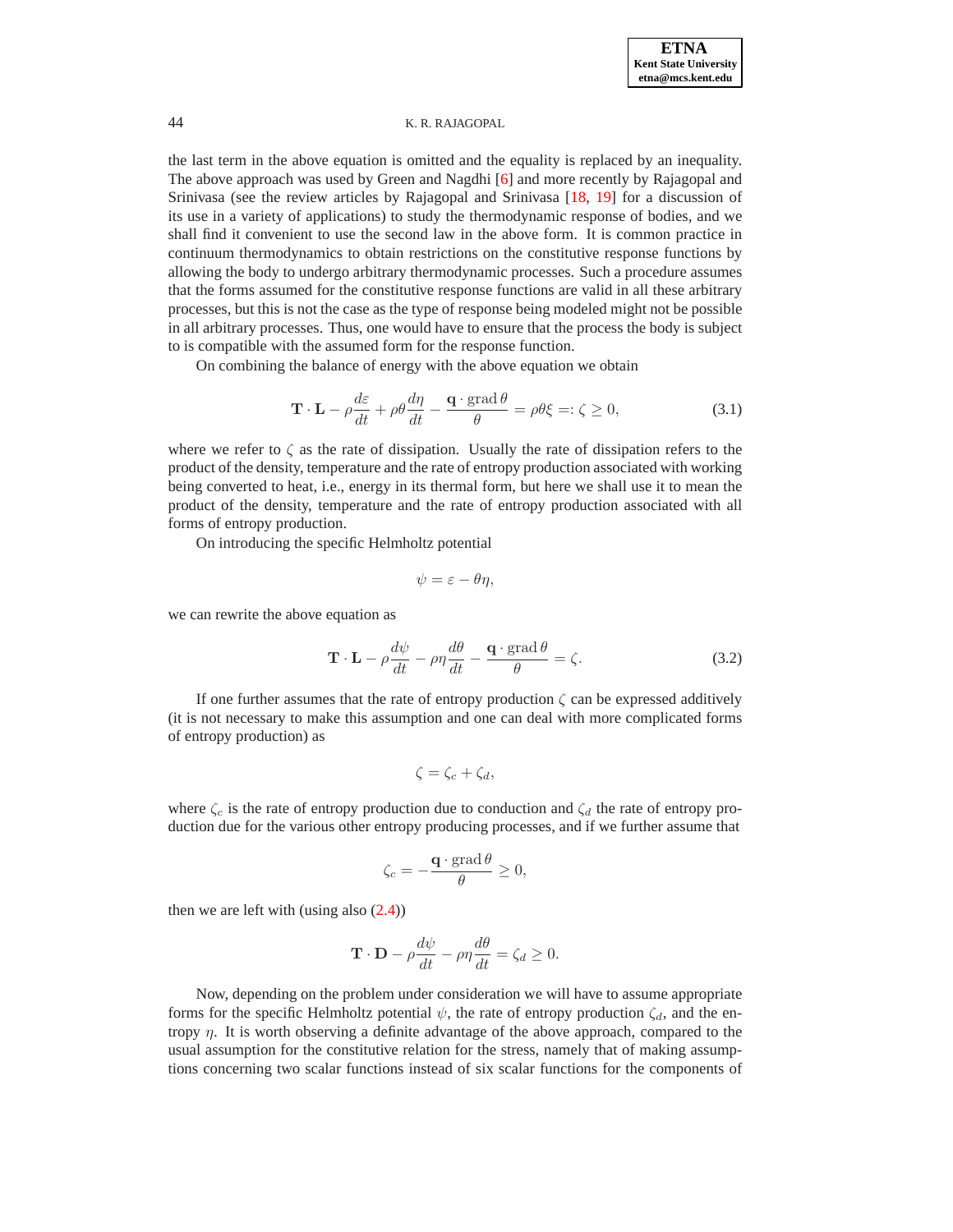the last term in the above equation is omitted and the equality is replaced by an inequality. The above approach was used by Green and Nagdhi [6] and more recently by Rajagopal and Srinivasa (see the review articles by Rajagopal and Srinivasa [18, 19] for a discussion of its use in a variety of applications) to study the thermodynamic response of bodies, and we shall find it convenient to use the second law in the above form. It is common practice in continuum thermodynamics to obtain restrictions on the constitutive response functions by allowing the body to undergo arbitrary thermodynamic processes. Such a procedure assumes that the forms assumed for the constitutive response functions are valid in all these arbitrary processes, but this is not the case as the type of response being modeled might not be possible in all arbitrary processes. Thus, one would have to ensure that the process the body is subject to is compatible with the assumed form for the response function.

On combining the balance of energy with the above equation we obtain

$$\mathbf{T} \cdot \mathbf{L} - \rho \frac{d\varepsilon}{dt} + \rho\theta \frac{d\eta}{dt} - \frac{\mathbf{q} \cdot \operatorname{grad} \theta}{\theta} = \rho\theta\xi =: \zeta \geq 0, \tag{3.1}$$

where we refer to $\zeta$ as the rate of dissipation. Usually the rate of dissipation refers to the product of the density, temperature and the rate of entropy production associated with working being converted to heat, i.e., energy in its thermal form, but here we shall use it to mean the product of the density, temperature and the rate of entropy production associated with all forms of entropy production.

On introducing the specific Helmholtz potential

$$\psi = \varepsilon - \theta\eta,$$

we can rewrite the above equation as

$$\mathbf{T} \cdot \mathbf{L} - \rho \frac{d\psi}{dt} - \rho\eta \frac{d\theta}{dt} - \frac{\mathbf{q} \cdot \operatorname{grad} \theta}{\theta} = \zeta. \tag{3.2}$$

If one further assumes that the rate of entropy production $\zeta$ can be expressed additively (it is not necessary to make this assumption and one can deal with more complicated forms of entropy production) as

$$\zeta = \zeta_c + \zeta_d,$$

where $\zeta_c$ is the rate of entropy production due to conduction and $\zeta_d$ the rate of entropy production due for the various other entropy producing processes, and if we further assume that

$$\zeta_c = -\frac{\mathbf{q} \cdot \operatorname{grad} \theta}{\theta} \geq 0,$$

then we are left with (using also (2.4))

$$\mathbf{T} \cdot \mathbf{D} - \rho \frac{d\psi}{dt} - \rho\eta \frac{d\theta}{dt} = \zeta_d \geq 0.$$

Now, depending on the problem under consideration we will have to assume appropriate forms for the specific Helmholtz potential $\psi$, the rate of entropy production $\zeta_d$, and the entropy $\eta$. It is worth observing a definite advantage of the above approach, compared to the usual assumption for the constitutive relation for the stress, namely that of making assumptions concerning two scalar functions instead of six scalar functions for the components of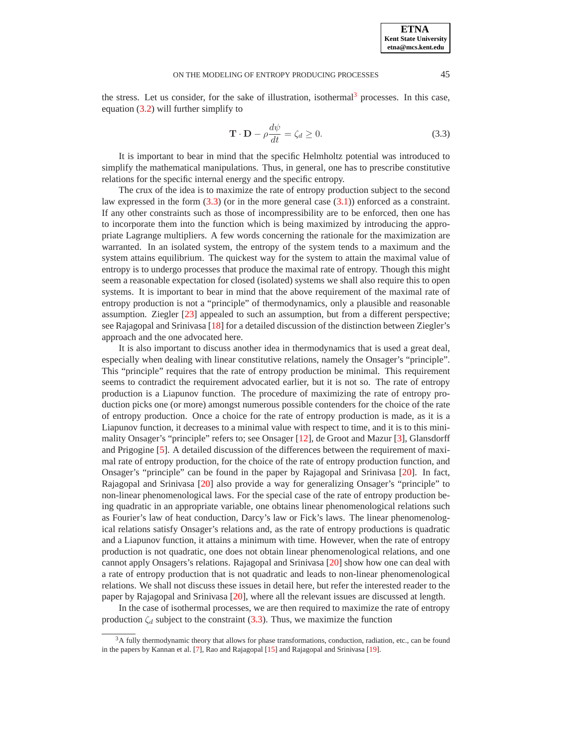the stress. Let us consider, for the sake of illustration, isothermal[3] processes. In this case, equation (3.2) will further simplify to

$$\mathbf{T} \cdot \mathbf{D} - \rho \frac{d\psi}{dt} = \zeta_d \geq 0. \tag{3.3}$$

It is important to bear in mind that the specific Helmholtz potential was introduced to simplify the mathematical manipulations. Thus, in general, one has to prescribe constitutive relations for the specific internal energy and the specific entropy.

The crux of the idea is to maximize the rate of entropy production subject to the second law expressed in the form (3.3) (or in the more general case (3.1)) enforced as a constraint. If any other constraints such as those of incompressibility are to be enforced, then one has to incorporate them into the function which is being maximized by introducing the appropriate Lagrange multipliers. A few words concerning the rationale for the maximization are warranted. In an isolated system, the entropy of the system tends to a maximum and the system attains equilibrium. The quickest way for the system to attain the maximal value of entropy is to undergo processes that produce the maximal rate of entropy. Though this might seem a reasonable expectation for closed (isolated) systems we shall also require this to open systems. It is important to bear in mind that the above requirement of the maximal rate of entropy production is not a "principle" of thermodynamics, only a plausible and reasonable assumption. Ziegler [23] appealed to such an assumption, but from a different perspective; see Rajagopal and Srinivasa [18] for a detailed discussion of the distinction between Ziegler's approach and the one advocated here.

It is also important to discuss another idea in thermodynamics that is used a great deal, especially when dealing with linear constitutive relations, namely the Onsager's "principle". This "principle" requires that the rate of entropy production be minimal. This requirement seems to contradict the requirement advocated earlier, but it is not so. The rate of entropy production is a Liapunov function. The procedure of maximizing the rate of entropy production picks one (or more) amongst numerous possible contenders for the choice of the rate of entropy production. Once a choice for the rate of entropy production is made, as it is a Liapunov function, it decreases to a minimal value with respect to time, and it is to this minimality Onsager's "principle" refers to; see Onsager [12], de Groot and Mazur [3], Glansdorff and Prigogine [5]. A detailed discussion of the differences between the requirement of maximal rate of entropy production, for the choice of the rate of entropy production function, and Onsager's "principle" can be found in the paper by Rajagopal and Srinivasa [20]. In fact, Rajagopal and Srinivasa [20] also provide a way for generalizing Onsager's "principle" to non-linear phenomenological laws. For the special case of the rate of entropy production being quadratic in an appropriate variable, one obtains linear phenomenological relations such as Fourier's law of heat conduction, Darcy's law or Fick's laws. The linear phenomenological relations satisfy Onsager's relations and, as the rate of entropy productions is quadratic and a Liapunov function, it attains a minimum with time. However, when the rate of entropy production is not quadratic, one does not obtain linear phenomenological relations, and one cannot apply Onsagers's relations. Rajagopal and Srinivasa [20] show how one can deal with a rate of entropy production that is not quadratic and leads to non-linear phenomenological relations. We shall not discuss these issues in detail here, but refer the interested reader to the paper by Rajagopal and Srinivasa [20], where all the relevant issues are discussed at length.

In the case of isothermal processes, we are then required to maximize the rate of entropy production $\zeta_d$ subject to the constraint (3.3). Thus, we maximize the function

---

[3] A fully thermodynamic theory that allows for phase transformations, conduction, radiation, etc., can be found in the papers by Kannan et al. [7], Rao and Rajagopal [15] and Rajagopal and Srinivasa [19].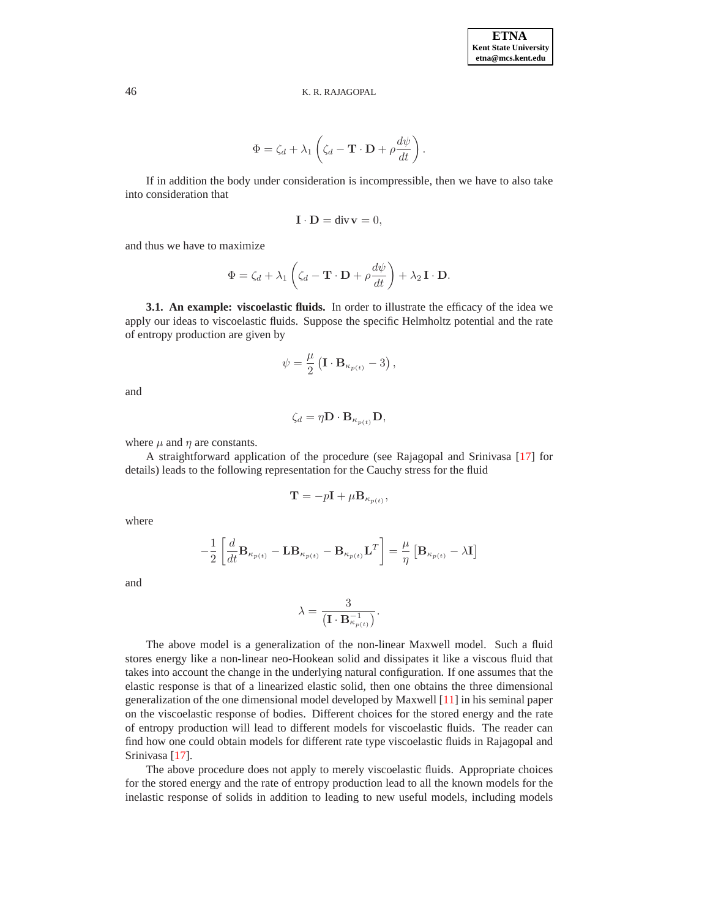$$\Phi = \zeta_d + \lambda_1 \left( \zeta_d - \mathbf{T} \cdot \mathbf{D} + \rho \frac{d\psi}{dt} \right).$$

If in addition the body under consideration is incompressible, then we have to also take into consideration that

$$\mathbf{I} \cdot \mathbf{D} = \operatorname{div} \mathbf{v} = 0,$$

and thus we have to maximize

$$\Phi = \zeta_d + \lambda_1 \left( \zeta_d - \mathbf{T} \cdot \mathbf{D} + \rho \frac{d\psi}{dt} \right) + \lambda_2 \, \mathbf{I} \cdot \mathbf{D}.$$

**3.1. An example: viscoelastic fluids.** In order to illustrate the efficacy of the idea we apply our ideas to viscoelastic fluids. Suppose the specific Helmholtz potential and the rate of entropy production are given by

$$\psi = \frac{\mu}{2} \left( \mathbf{I} \cdot \mathbf{B}_{\kappa_{p(t)}} - 3 \right),$$

and

$$\zeta_d = \eta \mathbf{D} \cdot \mathbf{B}_{\kappa_{p(t)}} \mathbf{D},$$

where $\mu$ and $\eta$ are constants.

A straightforward application of the procedure (see Rajagopal and Srinivasa [17] for details) leads to the following representation for the Cauchy stress for the fluid

$$\mathbf{T} = -p\mathbf{I} + \mu \mathbf{B}_{\kappa_{p(t)}},$$

where

$$-\frac{1}{2} \left[ \frac{d}{dt} \mathbf{B}_{\kappa_{p(t)}} - \mathbf{L}\mathbf{B}_{\kappa_{p(t)}} - \mathbf{B}_{\kappa_{p(t)}} \mathbf{L}^T \right] = \frac{\mu}{\eta} \left[ \mathbf{B}_{\kappa_{p(t)}} - \lambda \mathbf{I} \right]$$

and

$$\lambda = \frac{3}{\left( \mathbf{I} \cdot \mathbf{B}^{-1}_{\kappa_{p(t)}} \right)}.$$

The above model is a generalization of the non-linear Maxwell model. Such a fluid stores energy like a non-linear neo-Hookean solid and dissipates it like a viscous fluid that takes into account the change in the underlying natural configuration. If one assumes that the elastic response is that of a linearized elastic solid, then one obtains the three dimensional generalization of the one dimensional model developed by Maxwell [11] in his seminal paper on the viscoelastic response of bodies. Different choices for the stored energy and the rate of entropy production will lead to different models for viscoelastic fluids. The reader can find how one could obtain models for different rate type viscoelastic fluids in Rajagopal and Srinivasa [17].

The above procedure does not apply to merely viscoelastic fluids. Appropriate choices for the stored energy and the rate of entropy production lead to all the known models for the inelastic response of solids in addition to leading to new useful models, including models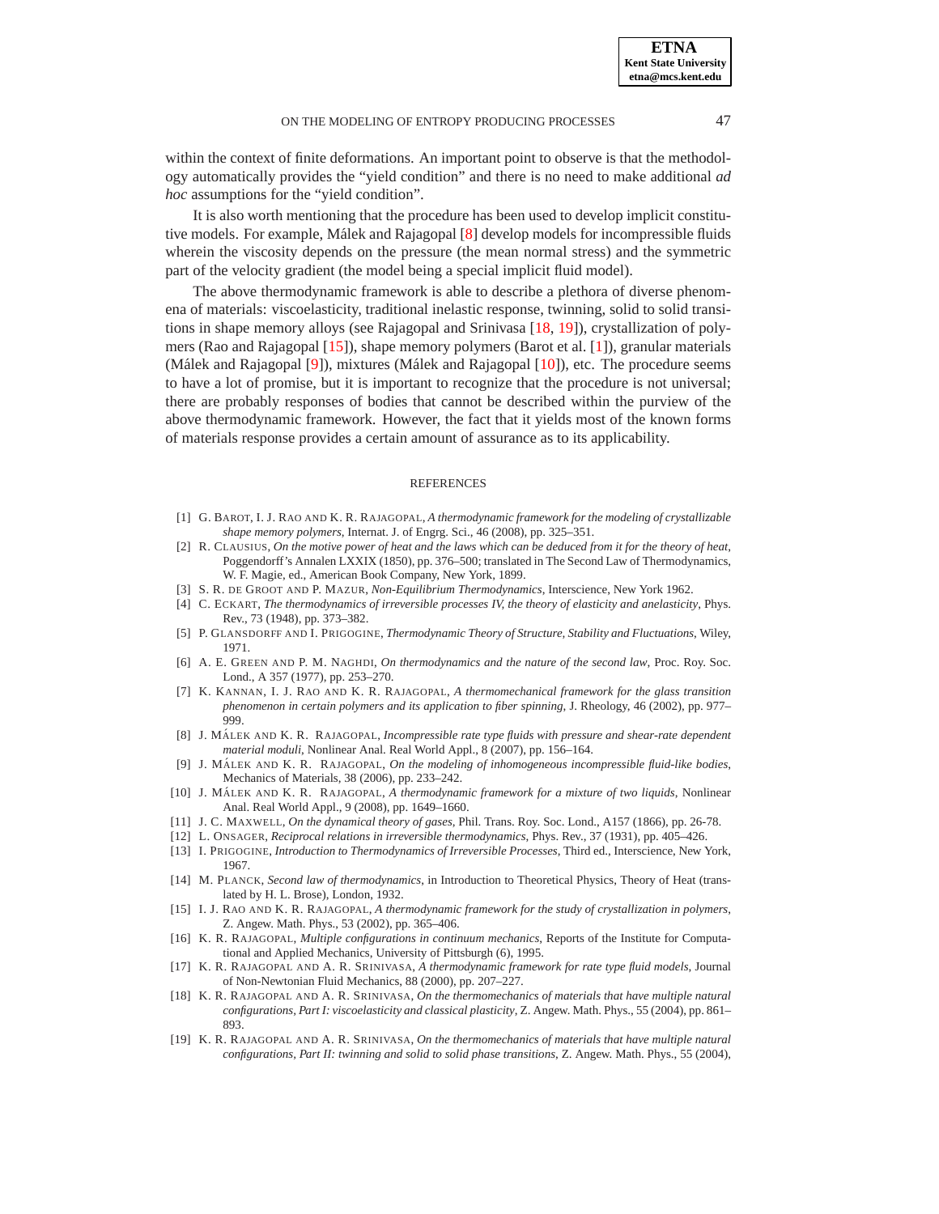within the context of finite deformations. An important point to observe is that the methodology automatically provides the "yield condition" and there is no need to make additional *ad hoc* assumptions for the "yield condition".

It is also worth mentioning that the procedure has been used to develop implicit constitutive models. For example, Málek and Rajagopal [8] develop models for incompressible fluids wherein the viscosity depends on the pressure (the mean normal stress) and the symmetric part of the velocity gradient (the model being a special implicit fluid model).

The above thermodynamic framework is able to describe a plethora of diverse phenomena of materials: viscoelasticity, traditional inelastic response, twinning, solid to solid transitions in shape memory alloys (see Rajagopal and Srinivasa [18, 19]), crystallization of polymers (Rao and Rajagopal [15]), shape memory polymers (Barot et al. [1]), granular materials (Málek and Rajagopal [9]), mixtures (Málek and Rajagopal [10]), etc. The procedure seems to have a lot of promise, but it is important to recognize that the procedure is not universal; there are probably responses of bodies that cannot be described within the purview of the above thermodynamic framework. However, the fact that it yields most of the known forms of materials response provides a certain amount of assurance as to its applicability.

## REFERENCES

[1] G. Barot, I. J. Rao and K. R. Rajagopal, *A thermodynamic framework for the modeling of crystallizable shape memory polymers*, Internat. J. of Engrg. Sci., 46 (2008), pp. 325–351.

[2] R. Clausius, *On the motive power of heat and the laws which can be deduced from it for the theory of heat*, Poggendorff's Annalen LXXIX (1850), pp. 376–500; translated in The Second Law of Thermodynamics, W. F. Magie, ed., American Book Company, New York, 1899.

[3] S. R. de Groot and P. Mazur, *Non-Equilibrium Thermodynamics*, Interscience, New York 1962.

[4] C. Eckart, *The thermodynamics of irreversible processes IV, the theory of elasticity and anelasticity*, Phys. Rev., 73 (1948), pp. 373–382.

[5] P. Glansdorff and I. Prigogine, *Thermodynamic Theory of Structure, Stability and Fluctuations*, Wiley, 1971.

[6] A. E. Green and P. M. Naghdi, *On thermodynamics and the nature of the second law*, Proc. Roy. Soc. Lond., A 357 (1977), pp. 253–270.

[7] K. Kannan, I. J. Rao and K. R. Rajagopal, *A thermomechanical framework for the glass transition phenomenon in certain polymers and its application to fiber spinning*, J. Rheology, 46 (2002), pp. 977–999.

[8] J. Málek and K. R. Rajagopal, *Incompressible rate type fluids with pressure and shear-rate dependent material moduli*, Nonlinear Anal. Real World Appl., 8 (2007), pp. 156–164.

[9] J. Málek and K. R. Rajagopal, *On the modeling of inhomogeneous incompressible fluid-like bodies*, Mechanics of Materials, 38 (2006), pp. 233–242.

[10] J. Málek and K. R. Rajagopal, *A thermodynamic framework for a mixture of two liquids*, Nonlinear Anal. Real World Appl., 9 (2008), pp. 1649–1660.

[11] J. C. Maxwell, *On the dynamical theory of gases*, Phil. Trans. Roy. Soc. Lond., A157 (1866), pp. 26-78.

[12] L. Onsager, *Reciprocal relations in irreversible thermodynamics*, Phys. Rev., 37 (1931), pp. 405–426.

[13] I. Prigogine, *Introduction to Thermodynamics of Irreversible Processes*, Third ed., Interscience, New York, 1967.

[14] M. Planck, *Second law of thermodynamics*, in Introduction to Theoretical Physics, Theory of Heat (translated by H. L. Brose), London, 1932.

[15] I. J. Rao and K. R. Rajagopal, *A thermodynamic framework for the study of crystallization in polymers*, Z. Angew. Math. Phys., 53 (2002), pp. 365–406.

[16] K. R. Rajagopal, *Multiple configurations in continuum mechanics*, Reports of the Institute for Computational and Applied Mechanics, University of Pittsburgh (6), 1995.

[17] K. R. Rajagopal and A. R. Srinivasa, *A thermodynamic framework for rate type fluid models*, Journal of Non-Newtonian Fluid Mechanics, 88 (2000), pp. 207–227.

[18] K. R. Rajagopal and A. R. Srinivasa, *On the thermomechanics of materials that have multiple natural configurations, Part I: viscoelasticity and classical plasticity*, Z. Angew. Math. Phys., 55 (2004), pp. 861–893.

[19] K. R. Rajagopal and A. R. Srinivasa, *On the thermomechanics of materials that have multiple natural configurations, Part II: twinning and solid to solid phase transitions*, Z. Angew. Math. Phys., 55 (2004),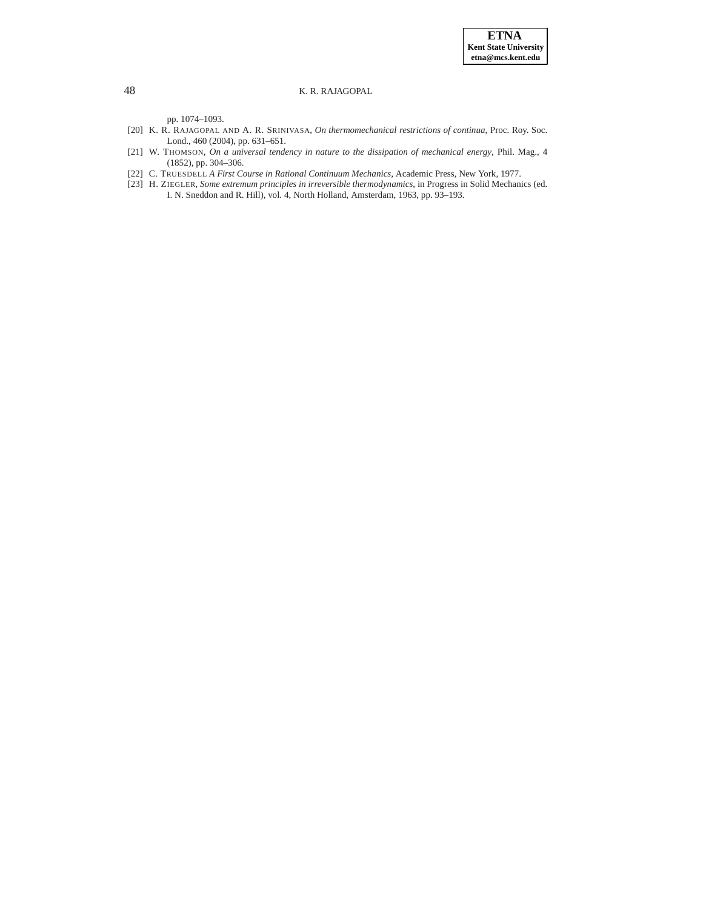pp. 1074–1093.

[20] K. R. Rajagopal and A. R. Srinivasa, *On thermomechanical restrictions of continua*, Proc. Roy. Soc. Lond., 460 (2004), pp. 631–651.

[21] W. Thomson, *On a universal tendency in nature to the dissipation of mechanical energy*, Phil. Mag., 4 (1852), pp. 304–306.

[22] C. Truesdell *A First Course in Rational Continuum Mechanics*, Academic Press, New York, 1977.

[23] H. Ziegler, *Some extremum principles in irreversible thermodynamics*, in Progress in Solid Mechanics (ed. I. N. Sneddon and R. Hill), vol. 4, North Holland, Amsterdam, 1963, pp. 93–193.